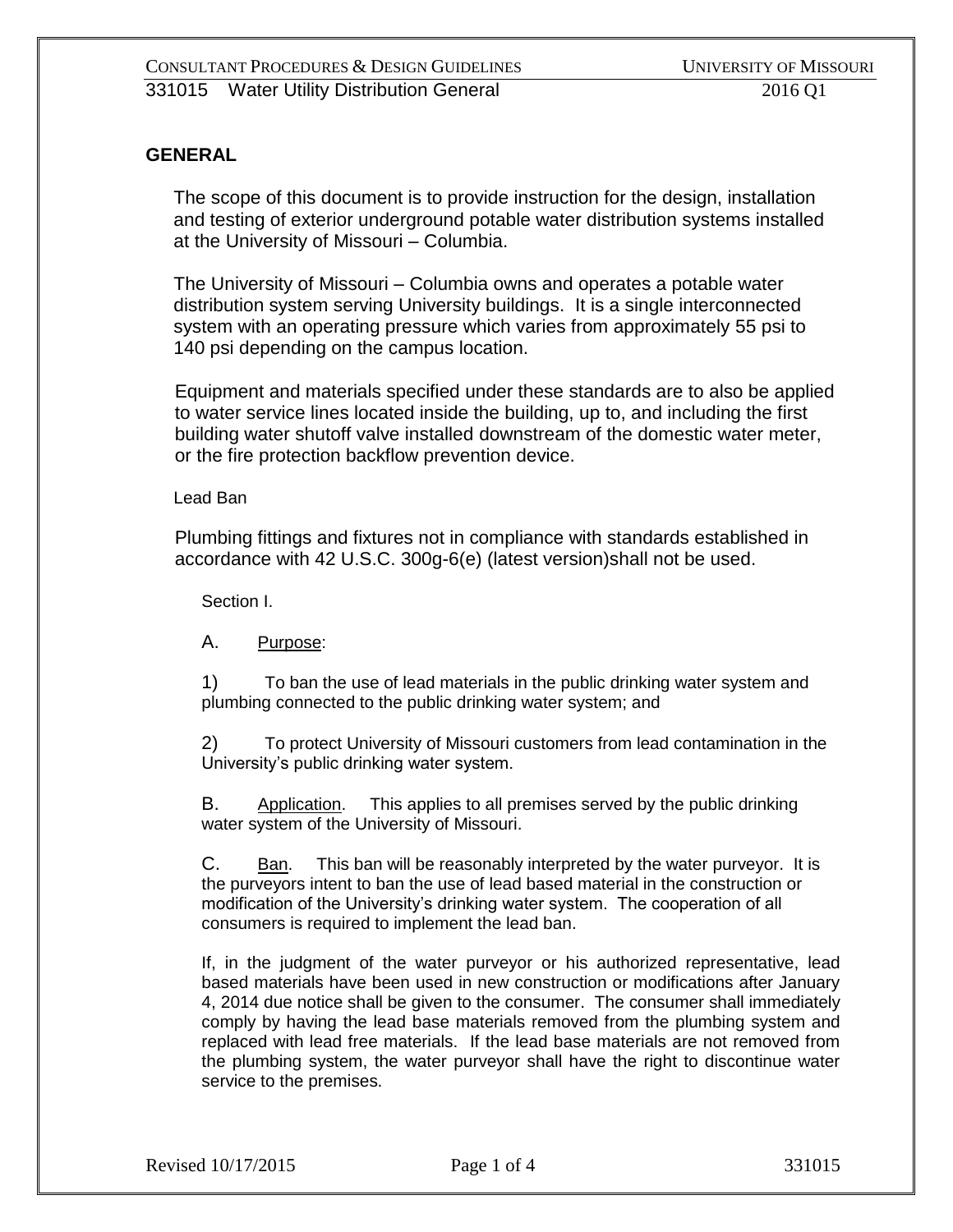# GENERAL

The scope of this document is to provide instruction for the design, installation and testing of exterior underground potable water distribution systems installed at the University of Missouri – Columbia.

The University of Missouri – Columbia owns and operates a potable water distribution system serving University buildings. It is a single interconnected system with an operating pressure which varies from approximately 55 psi to 140 psi depending on the campus location.

Equipment and materials specified under these standards are to also be applied to water service lines located inside the building, up to, and including the first building water shutoff valve installed downstream of the domestic water meter, or the fire protection backflow prevention device.

## Lead Ban

Plumbing fittings and fixtures not in compliance with standards established in accordance with 42 U.S.C. 300g-6(e) (latest version)shall not be used.

### Section I.

A. Purpose:

1) To ban the use of lead materials in the public drinking water system and plumbing connected to the public drinking water system; and

2) To protect University of Missouri customers from lead contamination in the University's public drinking water system.

B. Application. This applies to all premises served by the public drinking water system of the University of Missouri.

C. Ban. This ban will be reasonably interpreted by the water purveyor. It is the purveyors intent to ban the use of lead based material in the construction or modification of the University's drinking water system. The cooperation of all consumers is required to implement the lead ban.

If, in the judgment of the water purveyor or his authorized representative, lead based materials have been used in new construction or modifications after January 4, 2014 due notice shall be given to the consumer. The consumer shall immediately comply by having the lead base materials removed from the plumbing system and replaced with lead free materials. If the lead base materials are not removed from the plumbing system, the water purveyor shall have the right to discontinue water service to the premises.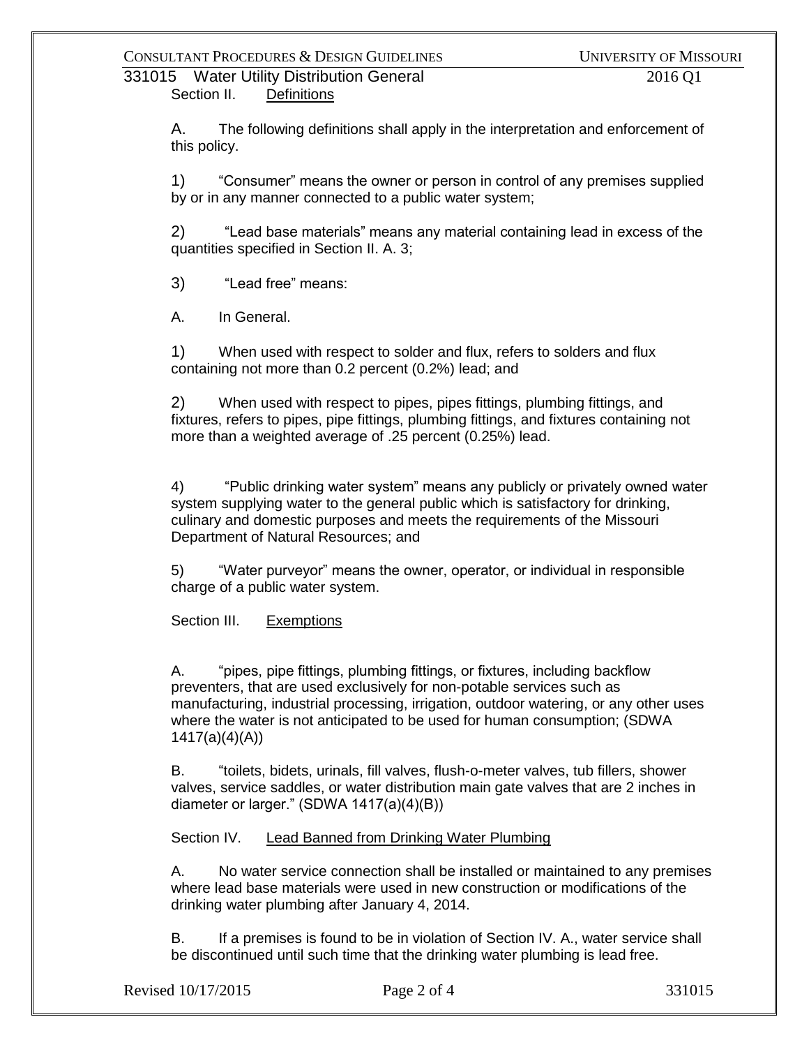Section II. Definitions

A. The following definitions shall apply in the interpretation and enforcement of this policy.

1) "Consumer" means the owner or person in control of any premises supplied by or in any manner connected to a public water system;

2) "Lead base materials" means any material containing lead in excess of the quantities specified in Section II. A. 3;

3) "Lead free" means:

A. In General.

1) When used with respect to solder and flux, refers to solders and flux containing not more than 0.2 percent (0.2%) lead; and

2) When used with respect to pipes, pipes fittings, plumbing fittings, and fixtures, refers to pipes, pipe fittings, plumbing fittings, and fixtures containing not more than a weighted average of .25 percent (0.25%) lead.

4) "Public drinking water system" means any publicly or privately owned water system supplying water to the general public which is satisfactory for drinking, culinary and domestic purposes and meets the requirements of the Missouri Department of Natural Resources; and

5) "Water purveyor" means the owner, operator, or individual in responsible charge of a public water system.

Section III. Exemptions

A. "pipes, pipe fittings, plumbing fittings, or fixtures, including backflow preventers, that are used exclusively for non-potable services such as manufacturing, industrial processing, irrigation, outdoor watering, or any other uses where the water is not anticipated to be used for human consumption; (SDWA 1417(a)(4)(A))

B. "toilets, bidets, urinals, fill valves, flush-o-meter valves, tub fillers, shower valves, service saddles, or water distribution main gate valves that are 2 inches in diameter or larger." (SDWA 1417(a)(4)(B))

Section IV. Lead Banned from Drinking Water Plumbing

A. No water service connection shall be installed or maintained to any premises where lead base materials were used in new construction or modifications of the drinking water plumbing after January 4, 2014.

B. If a premises is found to be in violation of Section IV. A., water service shall be discontinued until such time that the drinking water plumbing is lead free.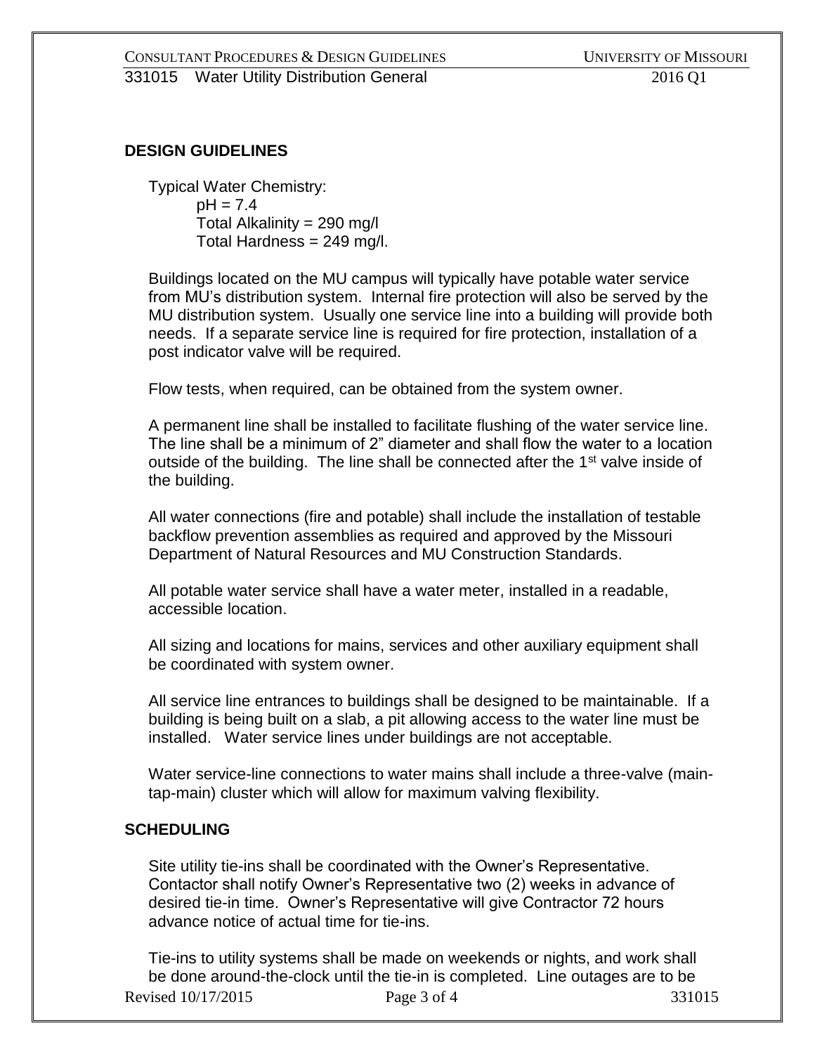## DESIGN GUIDELINES

Typical Water Chemistry:

pH = 7.4
Total Alkalinity = 290 mg/l
Total Hardness = 249 mg/l.

Buildings located on the MU campus will typically have potable water service from MU's distribution system. Internal fire protection will also be served by the MU distribution system. Usually one service line into a building will provide both needs. If a separate service line is required for fire protection, installation of a post indicator valve will be required.

Flow tests, when required, can be obtained from the system owner.

A permanent line shall be installed to facilitate flushing of the water service line. The line shall be a minimum of 2" diameter and shall flow the water to a location outside of the building. The line shall be connected after the 1st valve inside of the building.

All water connections (fire and potable) shall include the installation of testable backflow prevention assemblies as required and approved by the Missouri Department of Natural Resources and MU Construction Standards.

All potable water service shall have a water meter, installed in a readable, accessible location.

All sizing and locations for mains, services and other auxiliary equipment shall be coordinated with system owner.

All service line entrances to buildings shall be designed to be maintainable. If a building is being built on a slab, a pit allowing access to the water line must be installed. Water service lines under buildings are not acceptable.

Water service-line connections to water mains shall include a three-valve (main-tap-main) cluster which will allow for maximum valving flexibility.

## SCHEDULING

Site utility tie-ins shall be coordinated with the Owner's Representative. Contactor shall notify Owner's Representative two (2) weeks in advance of desired tie-in time. Owner's Representative will give Contractor 72 hours advance notice of actual time for tie-ins.

Tie-ins to utility systems shall be made on weekends or nights, and work shall be done around-the-clock until the tie-in is completed. Line outages are to be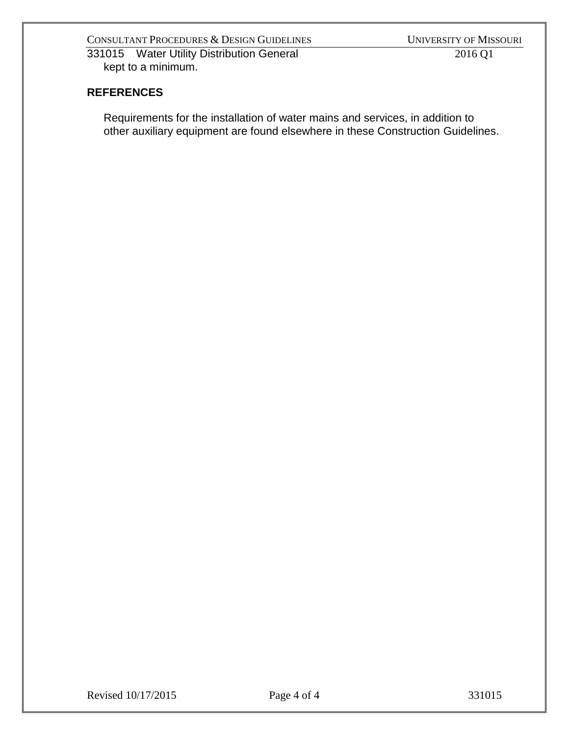kept to a minimum.

## REFERENCES

Requirements for the installation of water mains and services, in addition to other auxiliary equipment are found elsewhere in these Construction Guidelines.